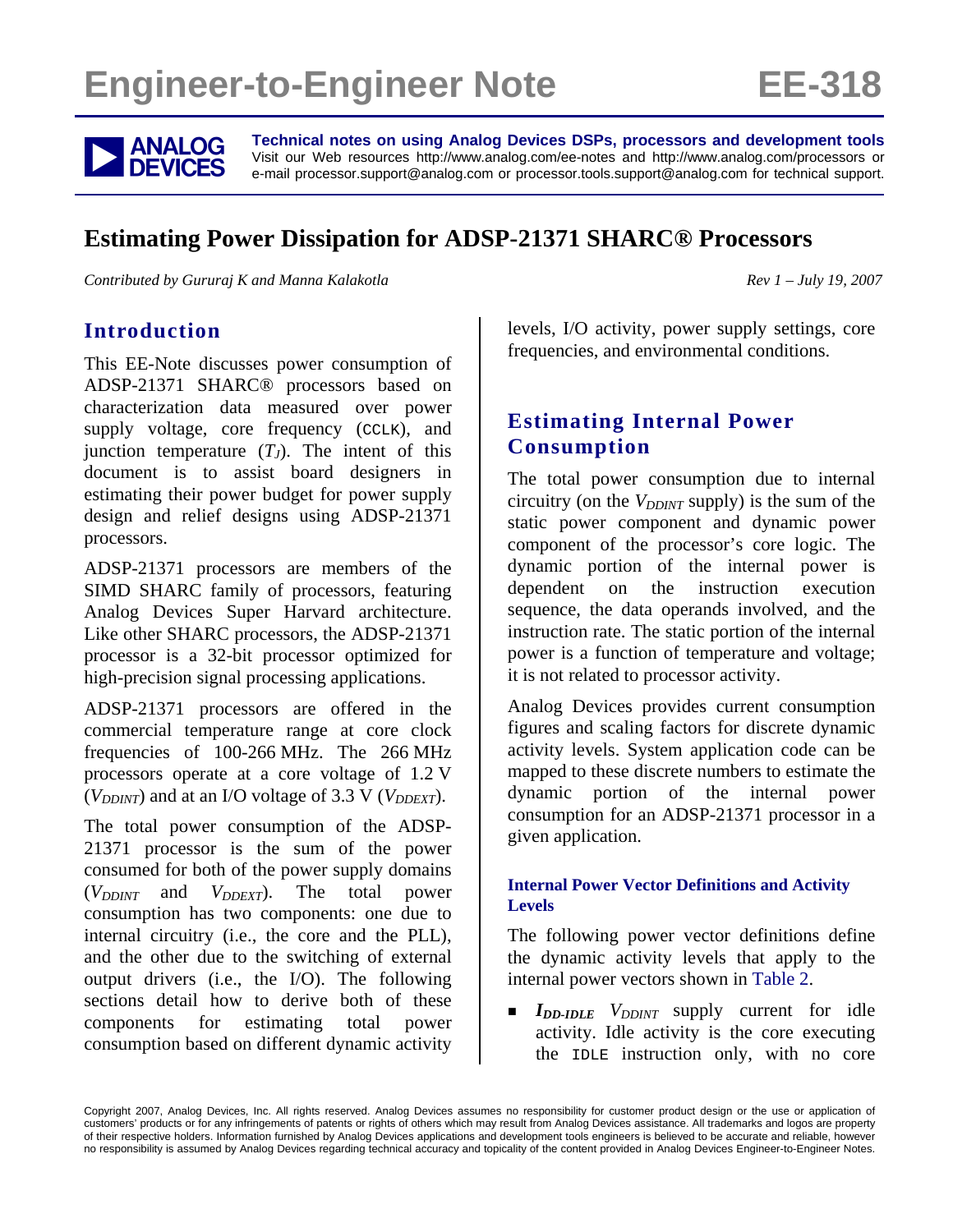# Engineer-to-Engineer Note EE-318

**Technical notes on using Analog Devices DSPs, processors and development tools**
Visit our Web resources http://www.analog.com/ee-notes and http://www.analog.com/processors or e-mail processor.support@analog.com or processor.tools.support@analog.com for technical support.

## Estimating Power Dissipation for ADSP-21371 SHARC® Processors

*Contributed by Gururaj K and Manna Kalakotla*

*Rev 1 – July 19, 2007*

### Introduction

This EE-Note discusses power consumption of ADSP-21371 SHARC® processors based on characterization data measured over power supply voltage, core frequency (`CCLK`), and junction temperature ($T_J$). The intent of this document is to assist board designers in estimating their power budget for power supply design and relief designs using ADSP-21371 processors.

ADSP-21371 processors are members of the SIMD SHARC family of processors, featuring Analog Devices Super Harvard architecture. Like other SHARC processors, the ADSP-21371 processor is a 32-bit processor optimized for high-precision signal processing applications.

ADSP-21371 processors are offered in the commercial temperature range at core clock frequencies of 100-266 MHz. The 266 MHz processors operate at a core voltage of 1.2 V ($V_{DDINT}$) and at an I/O voltage of 3.3 V ($V_{DDEXT}$).

The total power consumption of the ADSP-21371 processor is the sum of the power consumed for both of the power supply domains ($V_{DDINT}$ and $V_{DDEXT}$). The total power consumption has two components: one due to internal circuitry (i.e., the core and the PLL), and the other due to the switching of external output drivers (i.e., the I/O). The following sections detail how to derive both of these components for estimating total power consumption based on different dynamic activity levels, I/O activity, power supply settings, core frequencies, and environmental conditions.

### Estimating Internal Power Consumption

The total power consumption due to internal circuitry (on the $V_{DDINT}$ supply) is the sum of the static power component and dynamic power component of the processor's core logic. The dynamic portion of the internal power is dependent on the instruction execution sequence, the data operands involved, and the instruction rate. The static portion of the internal power is a function of temperature and voltage; it is not related to processor activity.

Analog Devices provides current consumption figures and scaling factors for discrete dynamic activity levels. System application code can be mapped to these discrete numbers to estimate the dynamic portion of the internal power consumption for an ADSP-21371 processor in a given application.

#### Internal Power Vector Definitions and Activity Levels

The following power vector definitions define the dynamic activity levels that apply to the internal power vectors shown in Table 2.

- ***$I_{DD-IDLE}$*** $V_{DDINT}$ supply current for idle activity. Idle activity is the core executing the `IDLE` instruction only, with no core

Copyright 2007, Analog Devices, Inc. All rights reserved. Analog Devices assumes no responsibility for customer product design or the use or application of customers' products or for any infringements of patents or rights of others which may result from Analog Devices assistance. All trademarks and logos are property of their respective holders. Information furnished by Analog Devices applications and development tools engineers is believed to be accurate and reliable, however no responsibility is assumed by Analog Devices regarding technical accuracy and topicality of the content provided in Analog Devices Engineer-to-Engineer Notes.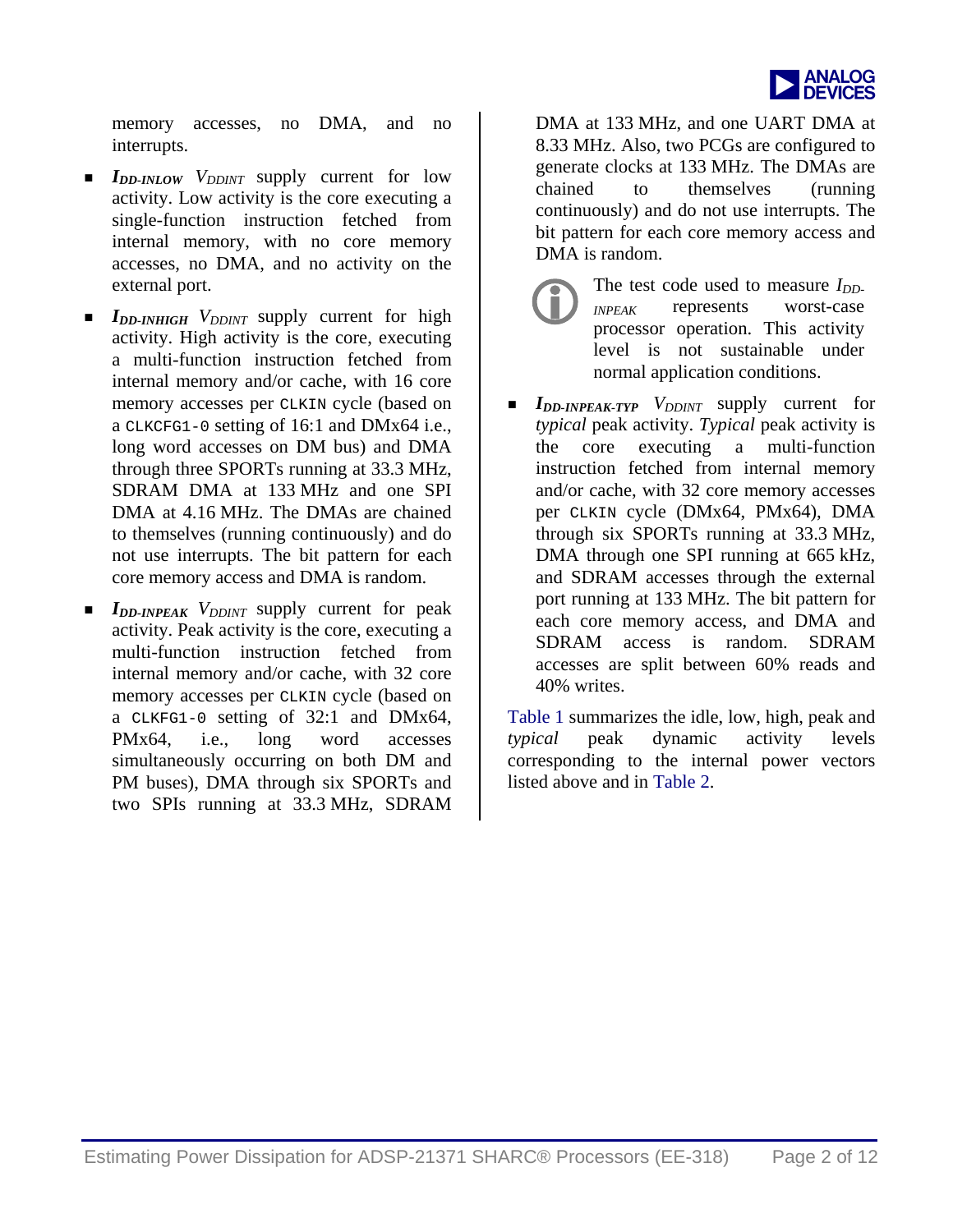memory accesses, no DMA, and no interrupts.

- $I_{DD\text{-}INLOW}$ $V_{DDINT}$ supply current for low activity. Low activity is the core executing a single-function instruction fetched from internal memory, with no core memory accesses, no DMA, and no activity on the external port.
- $I_{DD\text{-}INHIGH}$ $V_{DDINT}$ supply current for high activity. High activity is the core, executing a multi-function instruction fetched from internal memory and/or cache, with 16 core memory accesses per `CLKIN` cycle (based on a `CLKCFG1-0` setting of 16:1 and DMx64 i.e., long word accesses on DM bus) and DMA through three SPORTs running at 33.3 MHz, SDRAM DMA at 133 MHz and one SPI DMA at 4.16 MHz. The DMAs are chained to themselves (running continuously) and do not use interrupts. The bit pattern for each core memory access and DMA is random.
- $I_{DD\text{-}INPEAK}$ $V_{DDINT}$ supply current for peak activity. Peak activity is the core, executing a multi-function instruction fetched from internal memory and/or cache, with 32 core memory accesses per `CLKIN` cycle (based on a `CLKFG1-0` setting of 32:1 and DMx64, PMx64, i.e., long word accesses simultaneously occurring on both DM and PM buses), DMA through six SPORTs and two SPIs running at 33.3 MHz, SDRAM DMA at 133 MHz, and one UART DMA at 8.33 MHz. Also, two PCGs are configured to generate clocks at 133 MHz. The DMAs are chained to themselves (running continuously) and do not use interrupts. The bit pattern for each core memory access and DMA is random.

> The test code used to measure $I_{DD\text{-}INPEAK}$ represents worst-case processor operation. This activity level is not sustainable under normal application conditions.

- $I_{DD\text{-}INPEAK\text{-}TYP}$ $V_{DDINT}$ supply current for *typical* peak activity. *Typical* peak activity is the core executing a multi-function instruction fetched from internal memory and/or cache, with 32 core memory accesses per `CLKIN` cycle (DMx64, PMx64), DMA through six SPORTs running at 33.3 MHz, DMA through one SPI running at 665 kHz, and SDRAM accesses through the external port running at 133 MHz. The bit pattern for each core memory access, and DMA and SDRAM access is random. SDRAM accesses are split between 60% reads and 40% writes.

Table 1 summarizes the idle, low, high, peak and *typical* peak dynamic activity levels corresponding to the internal power vectors listed above and in Table 2.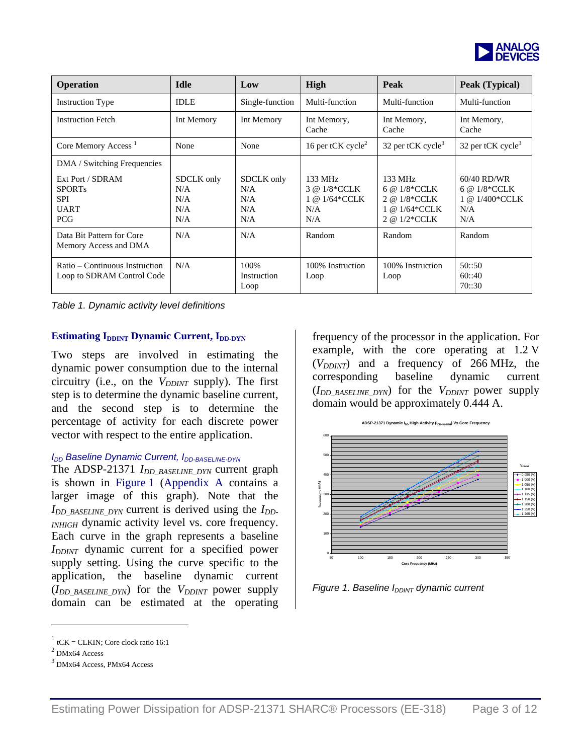| Operation | Idle | Low | High | Peak | Peak (Typical) |
|---|---|---|---|---|---|
| Instruction Type | IDLE | Single-function | Multi-function | Multi-function | Multi-function |
| Instruction Fetch | Int Memory | Int Memory | Int Memory, Cache | Int Memory, Cache | Int Memory, Cache |
| Core Memory Access [1] | None | None | 16 per tCK cycle[2] | 32 per tCK cycle[3] | 32 per tCK cycle[3] |
| DMA / Switching Frequencies<br>Ext Port / SDRAM<br>SPORTs<br>SPI<br>UART<br>PCG | <br>SDCLK only<br>N/A<br>N/A<br>N/A<br>N/A | <br>SDCLK only<br>N/A<br>N/A<br>N/A<br>N/A | <br>133 MHz<br>3 @ 1/8*CCLK<br>1 @ 1/64*CCLK<br>N/A<br>N/A | <br>133 MHz<br>6 @ 1/8*CCLK<br>2 @ 1/8*CCLK<br>1 @ 1/64*CCLK<br>2 @ 1/2*CCLK | <br>60/40 RD/WR<br>6 @ 1/8*CCLK<br>1 @ 1/400*CCLK<br>N/A<br>N/A |
| Data Bit Pattern for Core Memory Access and DMA | N/A | N/A | Random | Random | Random |
| Ratio – Continuous Instruction Loop to SDRAM Control Code | N/A | 100% Instruction Loop | 100% Instruction Loop | 100% Instruction Loop | 50::50<br>60::40<br>70::30 |

*Table 1. Dynamic activity level definitions*

## Estimating $I_{DDINT}$ Dynamic Current, $I_{DD\text{-}DYN}$

Two steps are involved in estimating the dynamic power consumption due to the internal circuitry (i.e., on the $V_{DDINT}$ supply). The first step is to determine the dynamic baseline current, and the second step is to determine the percentage of activity for each discrete power vector with respect to the entire application.

### $I_{DD}$ Baseline Dynamic Current, $I_{DD\text{-}BASELINE\text{-}DYN}$

The ADSP-21371 $I_{DD\_BASELINE\_DYN}$ current graph is shown in Figure 1 (Appendix A contains a larger image of this graph). Note that the $I_{DD\_BASELINE\_DYN}$ current is derived using the $I_{DD\text{-}INHIGH}$ dynamic activity level vs. core frequency. Each curve in the graph represents a baseline $I_{DDINT}$ dynamic current for a specified power supply setting. Using the curve specific to the application, the baseline dynamic current ($I_{DD\_BASELINE\_DYN}$) for the $V_{DDINT}$ power supply domain can be estimated at the operating frequency of the processor in the application. For example, with the core operating at 1.2 V ($V_{DDINT}$) and a frequency of 266 MHz, the corresponding baseline dynamic current ($I_{DD\_BASELINE\_DYN}$) for the $V_{DDINT}$ power supply domain would be approximately 0.444 A.

ADSP-21371 Dynamic $I_{DD}$ High Activity ($I_{DD\text{-}INHIGH}$) Vs Core Frequency

0
100
200
300
400
500
600

50
100
150
200
250
300
350

Core Frequency (MHz)

$V_{DDINT}$
0.950 (V)
1.000 (V)
1.050 (V)
1.100 (V)
1.135 (V)
1.150 (V)
1.200 (V)
1.250 (V)
1.265 (V)

*Figure 1. Baseline $I_{DDINT}$ dynamic current*

[1] tCK = CLKIN; Core clock ratio 16:1

[2] DMx64 Access

[3] DMx64 Access, PMx64 Access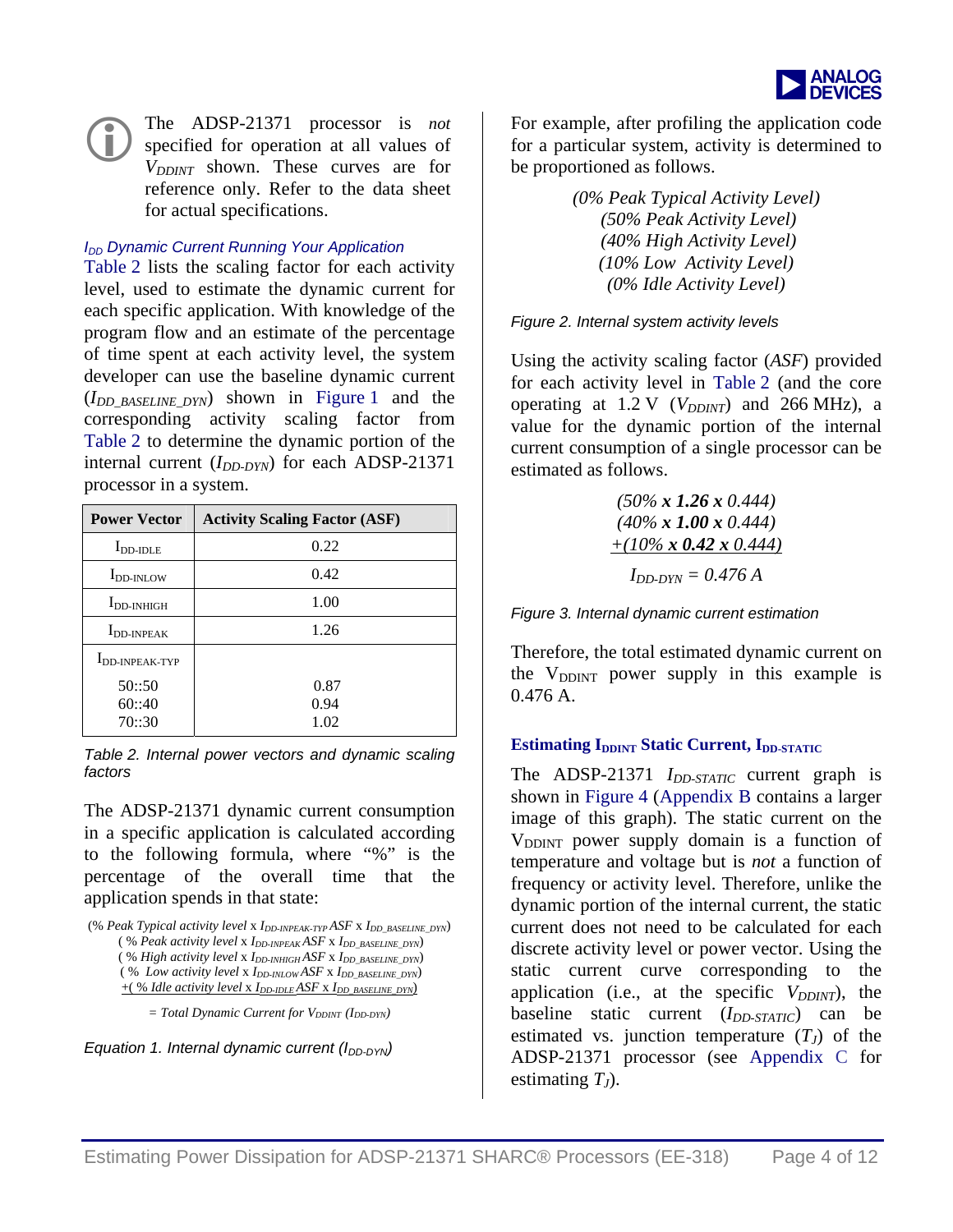The ADSP-21371 processor is *not* specified for operation at all values of $V_{DDINT}$ shown. These curves are for reference only. Refer to the data sheet for actual specifications.

### $I_{DD}$ Dynamic Current Running Your Application

Table 2 lists the scaling factor for each activity level, used to estimate the dynamic current for each specific application. With knowledge of the program flow and an estimate of the percentage of time spent at each activity level, the system developer can use the baseline dynamic current ($I_{DD\_BASELINE\_DYN}$) shown in Figure 1 and the corresponding activity scaling factor from Table 2 to determine the dynamic portion of the internal current ($I_{DD\text{-}DYN}$) for each ADSP-21371 processor in a system.

| Power Vector | Activity Scaling Factor (ASF) |
|---|---|
| $I_{DD\text{-}IDLE}$ | 0.22 |
| $I_{DD\text{-}INLOW}$ | 0.42 |
| $I_{DD\text{-}INHIGH}$ | 1.00 |
| $I_{DD\text{-}INPEAK}$ | 1.26 |
| $I_{DD\text{-}INPEAK\text{-}TYP}$ | |
| 50::50 | 0.87 |
| 60::40 | 0.94 |
| 70::30 | 1.02 |

*Table 2. Internal power vectors and dynamic scaling factors*

The ADSP-21371 dynamic current consumption in a specific application is calculated according to the following formula, where "%" is the percentage of the overall time that the application spends in that state:

$$
\begin{aligned}
&(\%\ \textit{Peak Typical activity level} \times I_{DD\text{-}INPEAK\text{-}TYP}\ ASF \times I_{DD\_BASELINE\_DYN}) \\
&(\%\ \textit{Peak activity level} \times I_{DD\text{-}INPEAK}\ ASF \times I_{DD\_BASELINE\_DYN}) \\
&(\%\ \textit{High activity level} \times I_{DD\text{-}INHIGH}\ ASF \times I_{DD\_BASELINE\_DYN}) \\
&(\%\ \textit{Low activity level} \times I_{DD\text{-}INLOW}\ ASF \times I_{DD\_BASELINE\_DYN}) \\
&+(\%\ \textit{Idle activity level} \times I_{DD\text{-}IDLE}\ ASF \times I_{DD\_BASELINE\_DYN}) \\
&= \textit{Total Dynamic Current for } V_{DDINT}\ (I_{DD\text{-}DYN})
\end{aligned}
$$

*Equation 1. Internal dynamic current ($I_{DD\text{-}DYN}$)*

For example, after profiling the application code for a particular system, activity is determined to be proportioned as follows.

*(0% Peak Typical Activity Level)*
*(50% Peak Activity Level)*
*(40% High Activity Level)*
*(10% Low Activity Level)*
*(0% Idle Activity Level)*

*Figure 2. Internal system activity levels*

Using the activity scaling factor (*ASF*) provided for each activity level in Table 2 (and the core operating at 1.2 V ($V_{DDINT}$) and 266 MHz), a value for the dynamic portion of the internal current consumption of a single processor can be estimated as follows.

$$
\begin{aligned}
&(50\% \times \mathbf{1.26} \times 0.444) \\
&(40\% \times \mathbf{1.00} \times 0.444) \\
&+(10\% \times \mathbf{0.42} \times 0.444) \\
&I_{DD\text{-}DYN} = 0.476\ A
\end{aligned}
$$

*Figure 3. Internal dynamic current estimation*

Therefore, the total estimated dynamic current on the $V_{DDINT}$ power supply in this example is 0.476 A.

### Estimating $I_{DDINT}$ Static Current, $I_{DD\text{-}STATIC}$

The ADSP-21371 $I_{DD\text{-}STATIC}$ current graph is shown in Figure 4 (Appendix B contains a larger image of this graph). The static current on the $V_{DDINT}$ power supply domain is a function of temperature and voltage but is *not* a function of frequency or activity level. Therefore, unlike the dynamic portion of the internal current, the static current does not need to be calculated for each discrete activity level or power vector. Using the static current curve corresponding to the application (i.e., at the specific $V_{DDINT}$), the baseline static current ($I_{DD\text{-}STATIC}$) can be estimated vs. junction temperature ($T_J$) of the ADSP-21371 processor (see Appendix C for estimating $T_J$).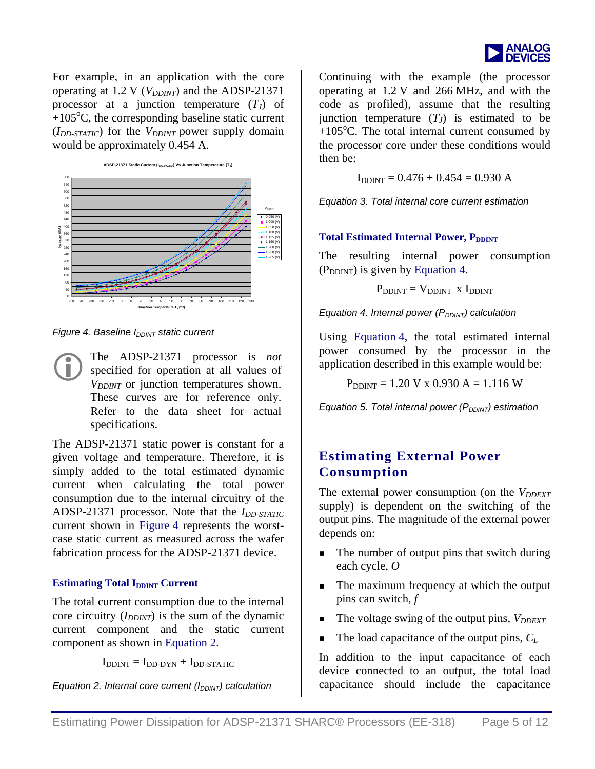For example, in an application with the core operating at 1.2 V ($V_{DDINT}$) and the ADSP-21371 processor at a junction temperature ($T_J$) of +105°C, the corresponding baseline static current ($I_{DD-STATIC}$) for the $V_{DDINT}$ power supply domain would be approximately 0.454 A.

ADSP-21371 Static Current ($I_{DD-STATIC}$) Vs Junction Temperature ($T_J$)

680
640
600
560
520
480
440
400
360
320
280
240
200
160
120
80
40
0

$I_{DD-STATIC}$ (mA)

-50 -40 -30 -20 -10 0 10 20 30 40 50 60 70 80 90 100 110 120 130

Junction Temperature $T_J$ (°C)

$V_{DDINT}$
0.950 (V)
1.000 (V)
1.050 (V)
1.100 (V)
1.135 (V)
1.150 (V)
1.200 (V)
1.250 (V)
1.265 (V)

*Figure 4. Baseline $I_{DDINT}$ static current*

The ADSP-21371 processor is *not* specified for operation at all values of $V_{DDINT}$ or junction temperatures shown. These curves are for reference only. Refer to the data sheet for actual specifications.

The ADSP-21371 static power is constant for a given voltage and temperature. Therefore, it is simply added to the total estimated dynamic current when calculating the total power consumption due to the internal circuitry of the ADSP-21371 processor. Note that the $I_{DD-STATIC}$ current shown in Figure 4 represents the worst-case static current as measured across the wafer fabrication process for the ADSP-21371 device.

### Estimating Total $I_{DDINT}$ Current

The total current consumption due to the internal core circuitry ($I_{DDINT}$) is the sum of the dynamic current component and the static current component as shown in Equation 2.

$$I_{DDINT} = I_{DD-DYN} + I_{DD-STATIC}$$

*Equation 2. Internal core current ($I_{DDINT}$) calculation*

Continuing with the example (the processor operating at 1.2 V and 266 MHz, and with the code as profiled), assume that the resulting junction temperature ($T_J$) is estimated to be +105°C. The total internal current consumed by the processor core under these conditions would then be:

$$I_{DDINT} = 0.476 + 0.454 = 0.930 \text{ A}$$

*Equation 3. Total internal core current estimation*

### Total Estimated Internal Power, $P_{DDINT}$

The resulting internal power consumption ($P_{DDINT}$) is given by Equation 4.

$$P_{DDINT} = V_{DDINT} \text{ x } I_{DDINT}$$

*Equation 4. Internal power ($P_{DDINT}$) calculation*

Using Equation 4, the total estimated internal power consumed by the processor in the application described in this example would be:

$$P_{DDINT} = 1.20 \text{ V x } 0.930 \text{ A} = 1.116 \text{ W}$$

*Equation 5. Total internal power ($P_{DDINT}$) estimation*

## Estimating External Power Consumption

The external power consumption (on the $V_{DDEXT}$ supply) is dependent on the switching of the output pins. The magnitude of the external power depends on:

- The number of output pins that switch during each cycle, $O$
- The maximum frequency at which the output pins can switch, $f$
- The voltage swing of the output pins, $V_{DDEXT}$
- The load capacitance of the output pins, $C_L$

In addition to the input capacitance of each device connected to an output, the total load capacitance should include the capacitance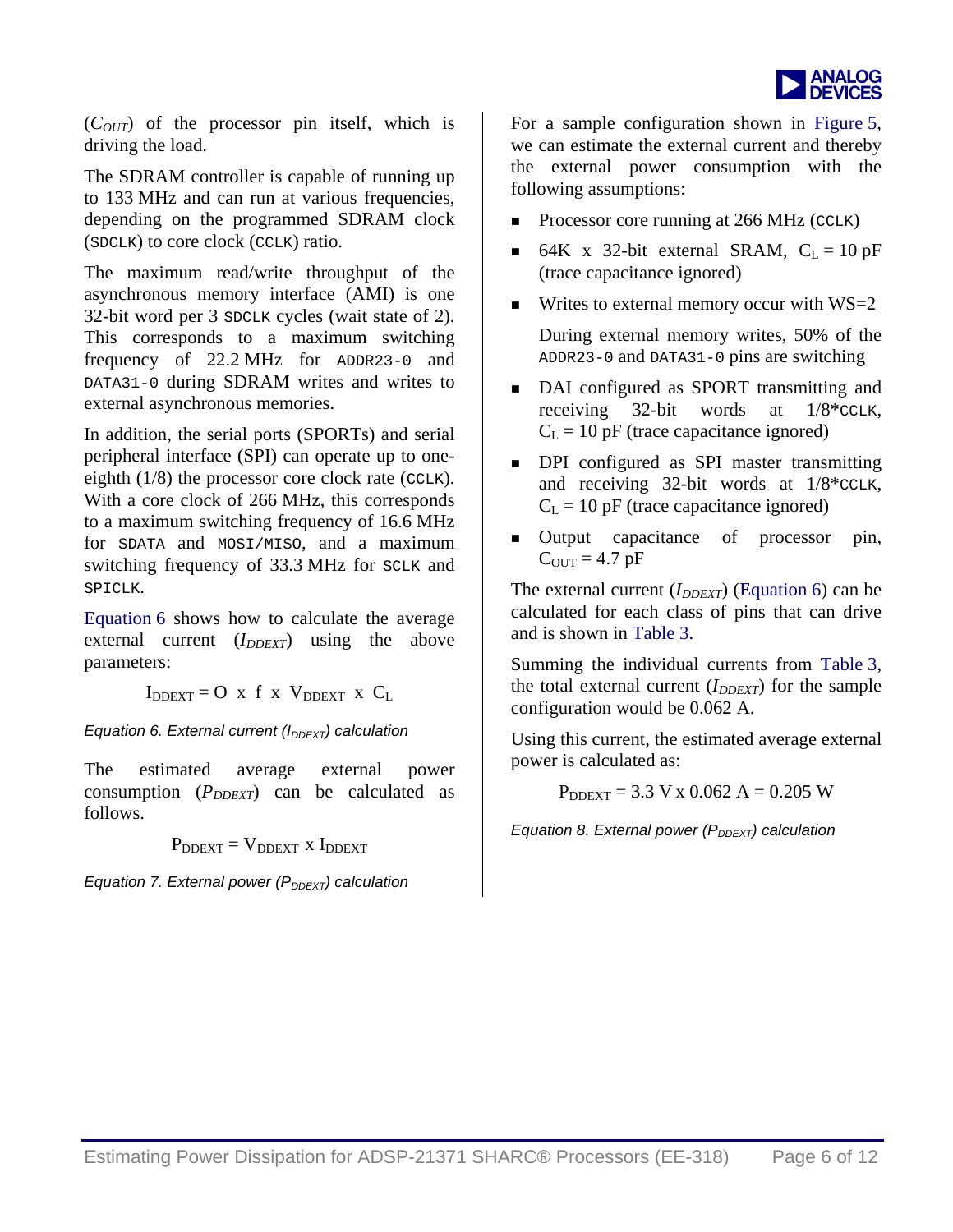($C_{OUT}$) of the processor pin itself, which is driving the load.

The SDRAM controller is capable of running up to 133 MHz and can run at various frequencies, depending on the programmed SDRAM clock (SDCLK) to core clock (CCLK) ratio.

The maximum read/write throughput of the asynchronous memory interface (AMI) is one 32-bit word per 3 SDCLK cycles (wait state of 2). This corresponds to a maximum switching frequency of 22.2 MHz for ADDR23-0 and DATA31-0 during SDRAM writes and writes to external asynchronous memories.

In addition, the serial ports (SPORTs) and serial peripheral interface (SPI) can operate up to one-eighth (1/8) the processor core clock rate (CCLK). With a core clock of 266 MHz, this corresponds to a maximum switching frequency of 16.6 MHz for SDATA and MOSI/MISO, and a maximum switching frequency of 33.3 MHz for SCLK and SPICLK.

Equation 6 shows how to calculate the average external current ($I_{DDEXT}$) using the above parameters:

$$I_{DDEXT} = O \times f \times V_{DDEXT} \times C_L$$

*Equation 6. External current ($I_{DDEXT}$) calculation*

The estimated average external power consumption ($P_{DDEXT}$) can be calculated as follows.

$$P_{DDEXT} = V_{DDEXT} \times I_{DDEXT}$$

*Equation 7. External power ($P_{DDEXT}$) calculation*

For a sample configuration shown in Figure 5, we can estimate the external current and thereby the external power consumption with the following assumptions:

- Processor core running at 266 MHz (CCLK)
- 64K x 32-bit external SRAM, $C_L$ = 10 pF (trace capacitance ignored)
- Writes to external memory occur with WS=2

  During external memory writes, 50% of the ADDR23-0 and DATA31-0 pins are switching
- DAI configured as SPORT transmitting and receiving 32-bit words at 1/8*CCLK, $C_L$ = 10 pF (trace capacitance ignored)
- DPI configured as SPI master transmitting and receiving 32-bit words at 1/8*CCLK, $C_L$ = 10 pF (trace capacitance ignored)
- Output capacitance of processor pin, $C_{OUT}$ = 4.7 pF

The external current ($I_{DDEXT}$) (Equation 6) can be calculated for each class of pins that can drive and is shown in Table 3.

Summing the individual currents from Table 3, the total external current ($I_{DDEXT}$) for the sample configuration would be 0.062 A.

Using this current, the estimated average external power is calculated as:

$$P_{DDEXT} = 3.3\text{ V} \times 0.062\text{ A} = 0.205\text{ W}$$

*Equation 8. External power ($P_{DDEXT}$) calculation*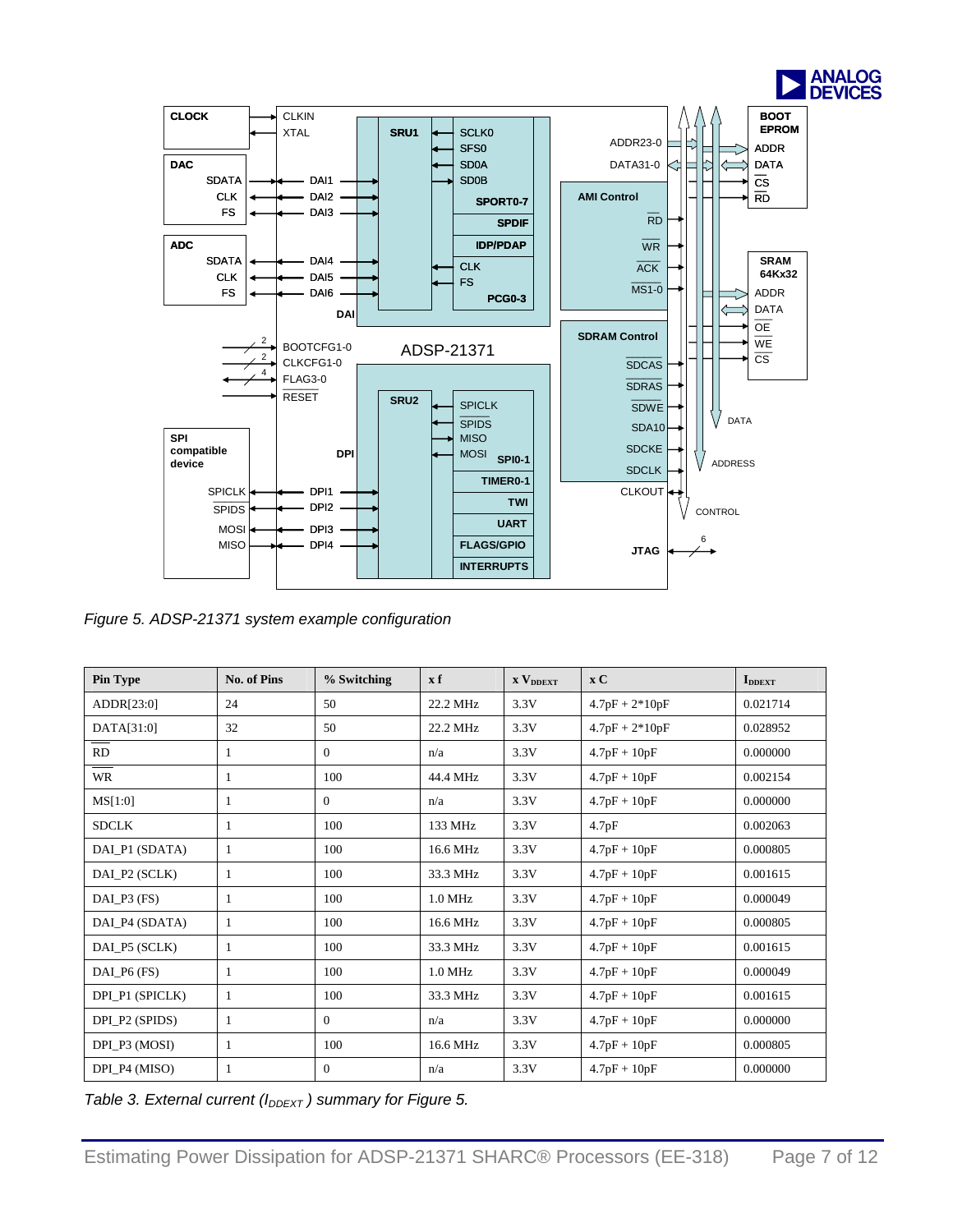CLOCK
CLKIN
XTAL
DAC
SDATA
CLK
FS
DAI1
DAI2
DAI3
ADC
SDATA
CLK
FS
DAI4
DAI5
DAI6
DAI
SRU1
SCLK0
SFS0
SD0A
SD0B
SPORT0-7
SPDIF
IDP/PDAP
CLK
FS
PCG0-3
ADDR23-0
DATA31-0
AMI Control
RD
WR
ACK
MS1-0
BOOT EPROM
ADDR
DATA
CS
RD
SRAM 64Kx32
ADDR
DATA
OE
WE
CS
2
BOOTCFG1-0
2
CLKCFG1-0
4
FLAG3-0
RESET
ADSP-21371
SDRAM Control
SDCAS
SDRAS
SDWE
SDA10
SDCKE
SDCLK
CLKOUT
DATA
ADDRESS
CONTROL
SRU2
SPICLK
SPIDS
MISO
MOSI
SPI0-1
TIMER0-1
TWI
UART
FLAGS/GPIO
INTERRUPTS
DPI
SPI compatible device
SPICLK
SPIDS
MOSI
MISO
DPI1
DPI2
DPI3
DPI4
JTAG
6

*Figure 5. ADSP-21371 system example configuration*

| Pin Type | No. of Pins | % Switching | x f | x $V_{DDEXT}$ | x C | $I_{DDEXT}$ |
|---|---|---|---|---|---|---|
| ADDR[23:0] | 24 | 50 | 22.2 MHz | 3.3V | 4.7pF + 2*10pF | 0.021714 |
| DATA[31:0] | 32 | 50 | 22.2 MHz | 3.3V | 4.7pF + 2*10pF | 0.028952 |
| $\overline{\text{RD}}$ | 1 | 0 | n/a | 3.3V | 4.7pF + 10pF | 0.000000 |
| $\overline{\text{WR}}$ | 1 | 100 | 44.4 MHz | 3.3V | 4.7pF + 10pF | 0.002154 |
| MS[1:0] | 1 | 0 | n/a | 3.3V | 4.7pF + 10pF | 0.000000 |
| SDCLK | 1 | 100 | 133 MHz | 3.3V | 4.7pF | 0.002063 |
| DAI_P1 (SDATA) | 1 | 100 | 16.6 MHz | 3.3V | 4.7pF + 10pF | 0.000805 |
| DAI_P2 (SCLK) | 1 | 100 | 33.3 MHz | 3.3V | 4.7pF + 10pF | 0.001615 |
| DAI_P3 (FS) | 1 | 100 | 1.0 MHz | 3.3V | 4.7pF + 10pF | 0.000049 |
| DAI_P4 (SDATA) | 1 | 100 | 16.6 MHz | 3.3V | 4.7pF + 10pF | 0.000805 |
| DAI_P5 (SCLK) | 1 | 100 | 33.3 MHz | 3.3V | 4.7pF + 10pF | 0.001615 |
| DAI_P6 (FS) | 1 | 100 | 1.0 MHz | 3.3V | 4.7pF + 10pF | 0.000049 |
| DPI_P1 (SPICLK) | 1 | 100 | 33.3 MHz | 3.3V | 4.7pF + 10pF | 0.001615 |
| DPI_P2 (SPIDS) | 1 | 0 | n/a | 3.3V | 4.7pF + 10pF | 0.000000 |
| DPI_P3 (MOSI) | 1 | 100 | 16.6 MHz | 3.3V | 4.7pF + 10pF | 0.000805 |
| DPI_P4 (MISO) | 1 | 0 | n/a | 3.3V | 4.7pF + 10pF | 0.000000 |

*Table 3. External current ($I_{DDEXT}$) summary for Figure 5.*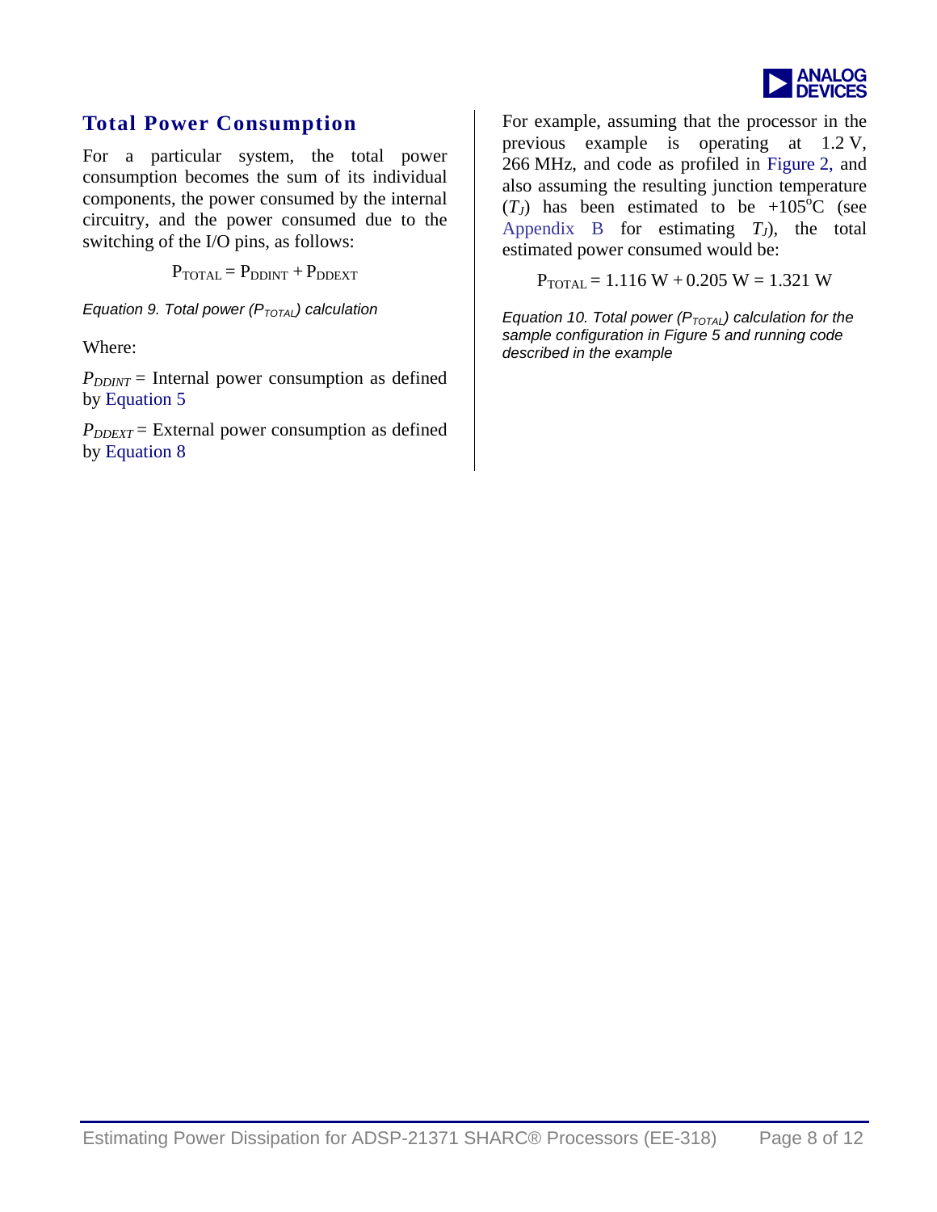## Total Power Consumption

For a particular system, the total power consumption becomes the sum of its individual components, the power consumed by the internal circuitry, and the power consumed due to the switching of the I/O pins, as follows:

$$P_{TOTAL} = P_{DDINT} + P_{DDEXT}$$

*Equation 9. Total power ($P_{TOTAL}$) calculation*

Where:

$P_{DDINT}$ = Internal power consumption as defined by Equation 5

$P_{DDEXT}$ = External power consumption as defined by Equation 8

For example, assuming that the processor in the previous example is operating at 1.2 V, 266 MHz, and code as profiled in Figure 2, and also assuming the resulting junction temperature ($T_J$) has been estimated to be +105°C (see Appendix B for estimating $T_J$), the total estimated power consumed would be:

$$P_{TOTAL} = 1.116\text{ W} + 0.205\text{ W} = 1.321\text{ W}$$

*Equation 10. Total power ($P_{TOTAL}$) calculation for the sample configuration in Figure 5 and running code described in the example*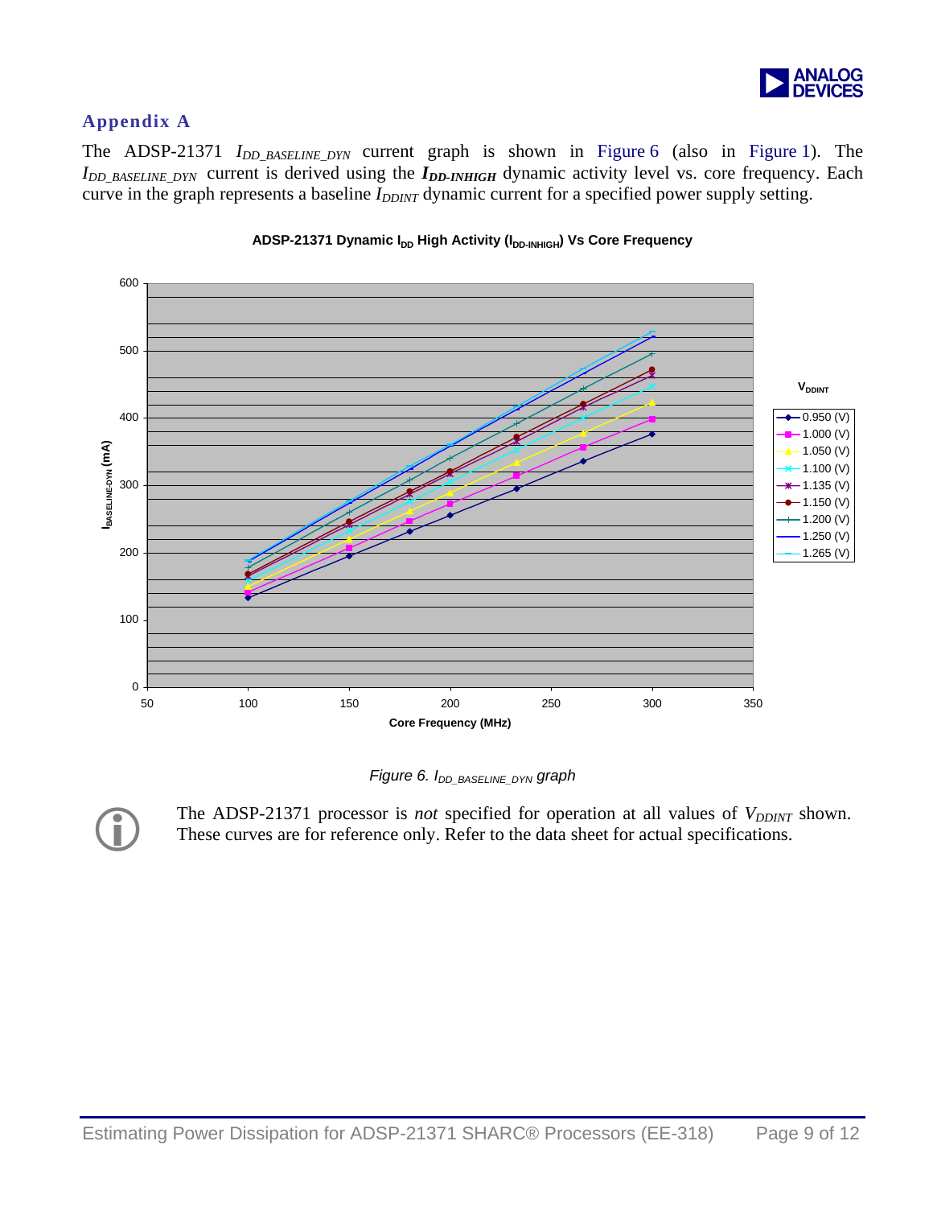## Appendix A

The ADSP-21371 $I_{DD\_BASELINE\_DYN}$ current graph is shown in Figure 6 (also in Figure 1). The $I_{DD\_BASELINE\_DYN}$ current is derived using the $\boldsymbol{I_{DD\text{-}INHIGH}}$ dynamic activity level vs. core frequency. Each curve in the graph represents a baseline $I_{DDINT}$ dynamic current for a specified power supply setting.

ADSP-21371 Dynamic $I_{DD}$ High Activity ($I_{DD\text{-}INHIGH}$) Vs Core Frequency

$I_{BASELINE\text{-}DYN}$ (mA)

600
500
400
300
200
100
0

50
100
150
200
250
300
350

Core Frequency (MHz)

$V_{DDINT}$

0.950 (V)
1.000 (V)
1.050 (V)
1.100 (V)
1.135 (V)
1.150 (V)
1.200 (V)
1.250 (V)
1.265 (V)

*Figure 6. $I_{DD\_BASELINE\_DYN}$ graph*

The ADSP-21371 processor is *not* specified for operation at all values of $V_{DDINT}$ shown. These curves are for reference only. Refer to the data sheet for actual specifications.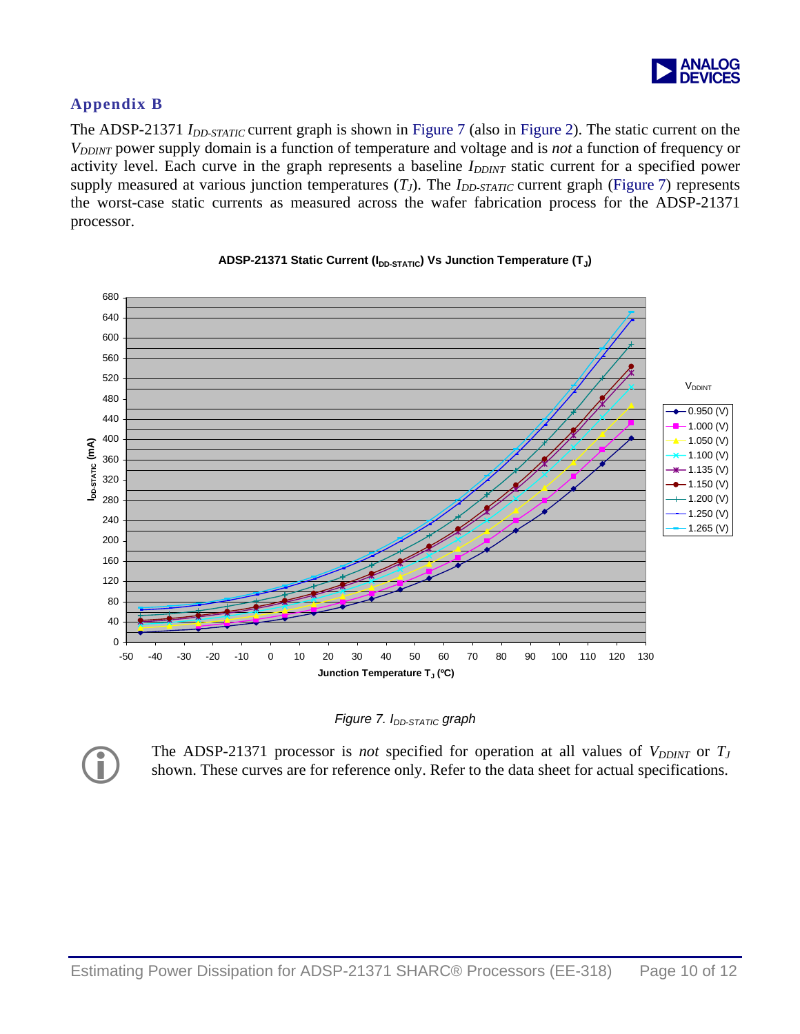## Appendix B

The ADSP-21371 $I_{DD\text{-}STATIC}$ current graph is shown in Figure 7 (also in Figure 2). The static current on the $V_{DDINT}$ power supply domain is a function of temperature and voltage and is *not* a function of frequency or activity level. Each curve in the graph represents a baseline $I_{DDINT}$ static current for a specified power supply measured at various junction temperatures ($T_J$). The $I_{DD\text{-}STATIC}$ current graph (Figure 7) represents the worst-case static currents as measured across the wafer fabrication process for the ADSP-21371 processor.

**ADSP-21371 Static Current ($I_{DD\text{-}STATIC}$) Vs Junction Temperature ($T_J$)**

$I_{DD\text{-}STATIC}$ (mA)

680
640
600
560
520
480
440
400
360
320
280
240
200
160
120
80
40
0

-50 -40 -30 -20 -10 0 10 20 30 40 50 60 70 80 90 100 110 120 130

Junction Temperature $T_J$ (ºC)

$V_{DDINT}$

0.950 (V)
1.000 (V)
1.050 (V)
1.100 (V)
1.135 (V)
1.150 (V)
1.200 (V)
1.250 (V)
1.265 (V)

*Figure 7. $I_{DD\text{-}STATIC}$ graph*

The ADSP-21371 processor is *not* specified for operation at all values of $V_{DDINT}$ or $T_J$ shown. These curves are for reference only. Refer to the data sheet for actual specifications.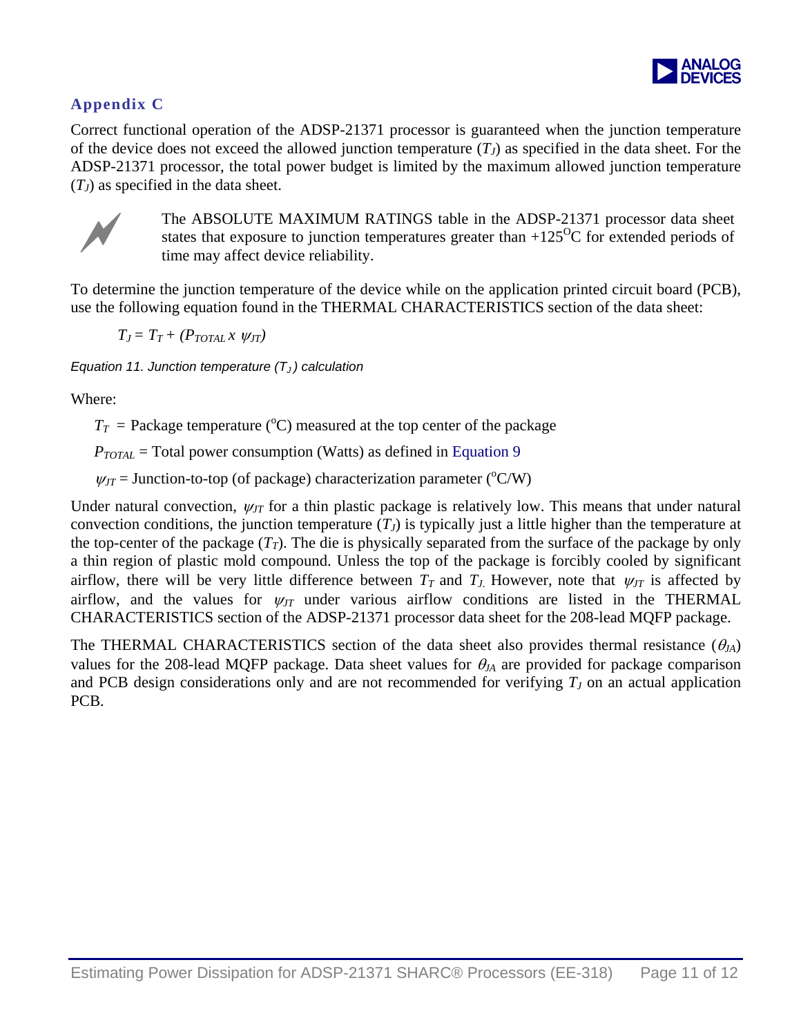## Appendix C

Correct functional operation of the ADSP-21371 processor is guaranteed when the junction temperature of the device does not exceed the allowed junction temperature ($T_J$) as specified in the data sheet. For the ADSP-21371 processor, the total power budget is limited by the maximum allowed junction temperature ($T_J$) as specified in the data sheet.

The ABSOLUTE MAXIMUM RATINGS table in the ADSP-21371 processor data sheet states that exposure to junction temperatures greater than +125$^{O}$C for extended periods of time may affect device reliability.

To determine the junction temperature of the device while on the application printed circuit board (PCB), use the following equation found in the THERMAL CHARACTERISTICS section of the data sheet:

$$T_J = T_T + (P_{TOTAL} \times \psi_{JT})$$

*Equation 11. Junction temperature ($T_J$) calculation*

Where:

$T_T$ = Package temperature ($^{o}$C) measured at the top center of the package

$P_{TOTAL}$ = Total power consumption (Watts) as defined in Equation 9

$\psi_{JT}$ = Junction-to-top (of package) characterization parameter ($^{o}$C/W)

Under natural convection, $\psi_{JT}$ for a thin plastic package is relatively low. This means that under natural convection conditions, the junction temperature ($T_J$) is typically just a little higher than the temperature at the top-center of the package ($T_T$). The die is physically separated from the surface of the package by only a thin region of plastic mold compound. Unless the top of the package is forcibly cooled by significant airflow, there will be very little difference between $T_T$ and $T_J$. However, note that $\psi_{JT}$ is affected by airflow, and the values for $\psi_{JT}$ under various airflow conditions are listed in the THERMAL CHARACTERISTICS section of the ADSP-21371 processor data sheet for the 208-lead MQFP package.

The THERMAL CHARACTERISTICS section of the data sheet also provides thermal resistance ($\theta_{JA}$) values for the 208-lead MQFP package. Data sheet values for $\theta_{JA}$ are provided for package comparison and PCB design considerations only and are not recommended for verifying $T_J$ on an actual application PCB.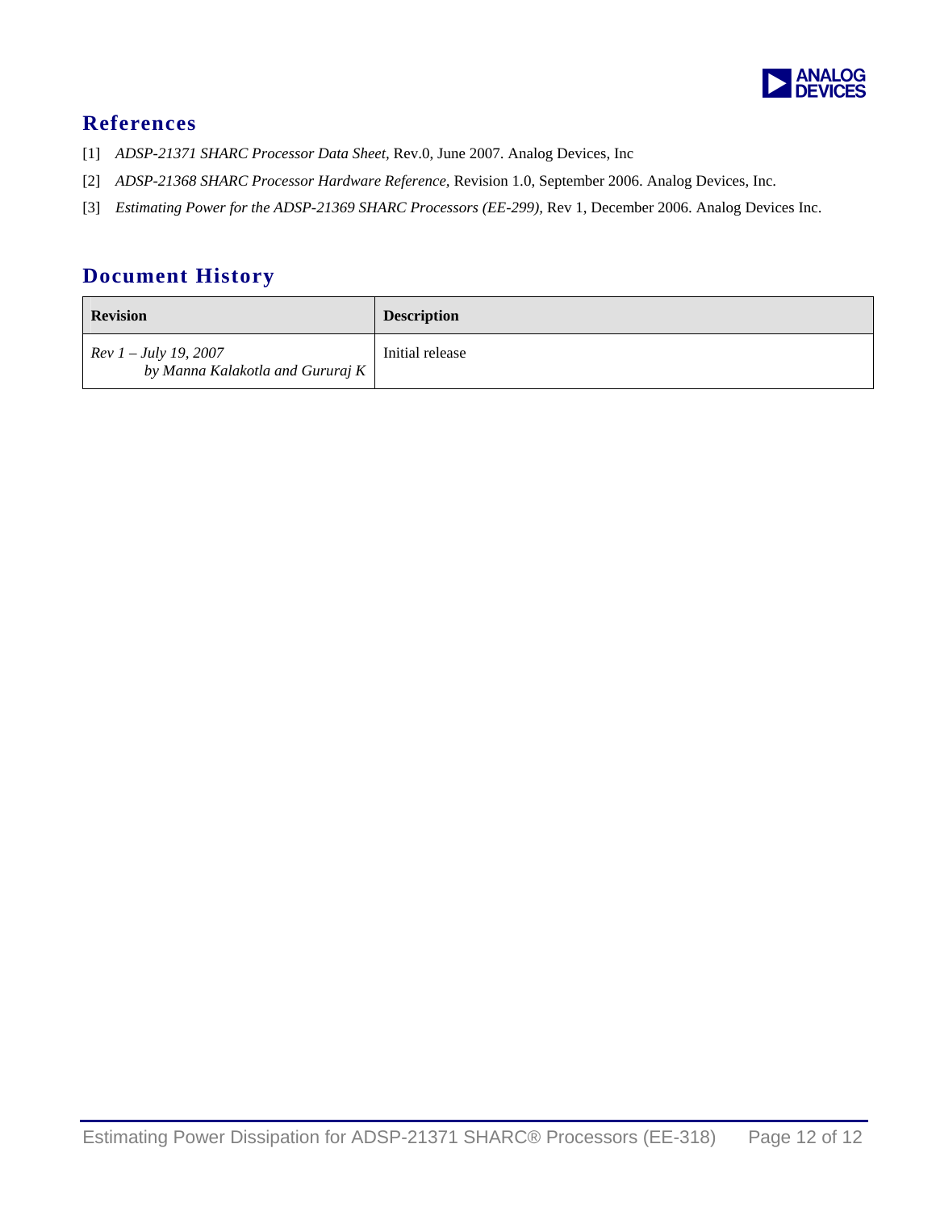## References

[1] *ADSP-21371 SHARC Processor Data Sheet,* Rev.0, June 2007. Analog Devices, Inc

[2] *ADSP-21368 SHARC Processor Hardware Reference,* Revision 1.0, September 2006. Analog Devices, Inc.

[3] *Estimating Power for the ADSP-21369 SHARC Processors (EE-299),* Rev 1, December 2006. Analog Devices Inc.

## Document History

| Revision | Description |
|---|---|
| *Rev 1 – July 19, 2007*<br>*by Manna Kalakotla and Gururaj K* | Initial release |